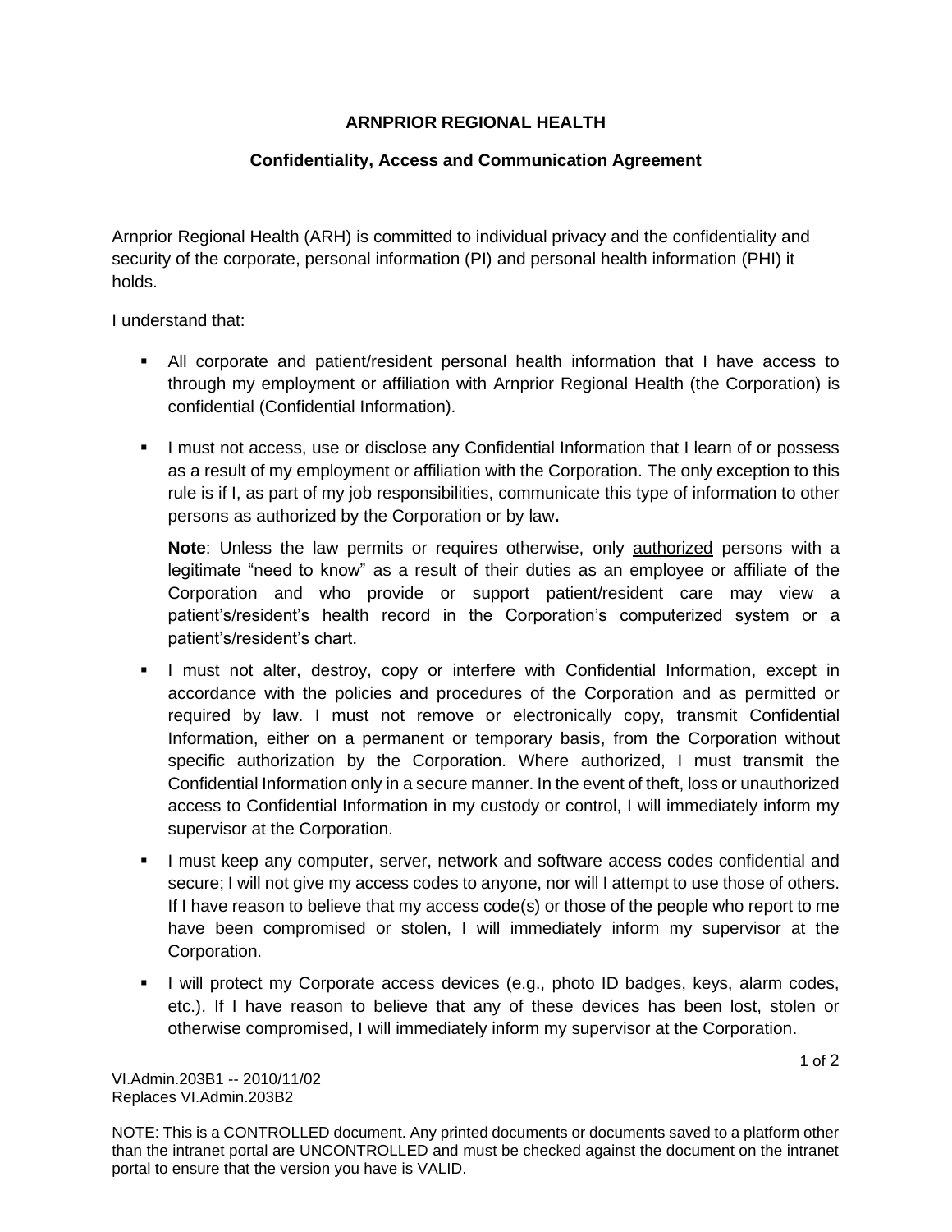**ARNPRIOR REGIONAL HEALTH**

**Confidentiality, Access and Communication Agreement**

Arnprior Regional Health (ARH) is committed to individual privacy and the confidentiality and security of the corporate, personal information (PI) and personal health information (PHI) it holds.

I understand that:

- All corporate and patient/resident personal health information that I have access to through my employment or affiliation with Arnprior Regional Health (the Corporation) is confidential (Confidential Information).

- I must not access, use or disclose any Confidential Information that I learn of or possess as a result of my employment or affiliation with the Corporation. The only exception to this rule is if I, as part of my job responsibilities, communicate this type of information to other persons as authorized by the Corporation or by law**.**

  **Note**: Unless the law permits or requires otherwise, only authorized persons with a legitimate "need to know" as a result of their duties as an employee or affiliate of the Corporation and who provide or support patient/resident care may view a patient's/resident's health record in the Corporation's computerized system or a patient's/resident's chart.

- I must not alter, destroy, copy or interfere with Confidential Information, except in accordance with the policies and procedures of the Corporation and as permitted or required by law. I must not remove or electronically copy, transmit Confidential Information, either on a permanent or temporary basis, from the Corporation without specific authorization by the Corporation. Where authorized, I must transmit the Confidential Information only in a secure manner. In the event of theft, loss or unauthorized access to Confidential Information in my custody or control, I will immediately inform my supervisor at the Corporation.

- I must keep any computer, server, network and software access codes confidential and secure; I will not give my access codes to anyone, nor will I attempt to use those of others. If I have reason to believe that my access code(s) or those of the people who report to me have been compromised or stolen, I will immediately inform my supervisor at the Corporation.

- I will protect my Corporate access devices (e.g., photo ID badges, keys, alarm codes, etc.). If I have reason to believe that any of these devices has been lost, stolen or otherwise compromised, I will immediately inform my supervisor at the Corporation.

VI.Admin.203B1 -- 2010/11/02
Replaces VI.Admin.203B2

NOTE: This is a CONTROLLED document. Any printed documents or documents saved to a platform other than the intranet portal are UNCONTROLLED and must be checked against the document on the intranet portal to ensure that the version you have is VALID.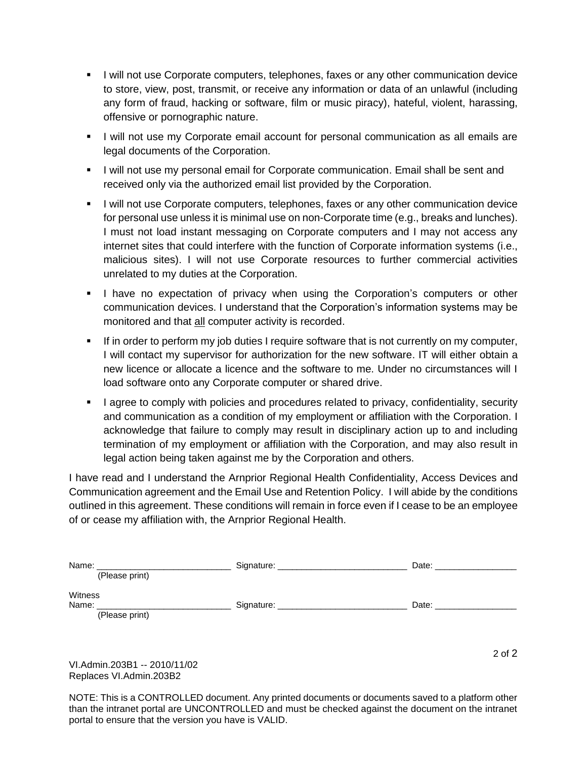- I will not use Corporate computers, telephones, faxes or any other communication device to store, view, post, transmit, or receive any information or data of an unlawful (including any form of fraud, hacking or software, film or music piracy), hateful, violent, harassing, offensive or pornographic nature.
- I will not use my Corporate email account for personal communication as all emails are legal documents of the Corporation.
- I will not use my personal email for Corporate communication. Email shall be sent and received only via the authorized email list provided by the Corporation.
- I will not use Corporate computers, telephones, faxes or any other communication device for personal use unless it is minimal use on non-Corporate time (e.g., breaks and lunches). I must not load instant messaging on Corporate computers and I may not access any internet sites that could interfere with the function of Corporate information systems (i.e., malicious sites). I will not use Corporate resources to further commercial activities unrelated to my duties at the Corporation.
- I have no expectation of privacy when using the Corporation's computers or other communication devices. I understand that the Corporation's information systems may be monitored and that <u>all</u> computer activity is recorded.
- If in order to perform my job duties I require software that is not currently on my computer, I will contact my supervisor for authorization for the new software. IT will either obtain a new licence or allocate a licence and the software to me. Under no circumstances will I load software onto any Corporate computer or shared drive.
- I agree to comply with policies and procedures related to privacy, confidentiality, security and communication as a condition of my employment or affiliation with the Corporation. I acknowledge that failure to comply may result in disciplinary action up to and including termination of my employment or affiliation with the Corporation, and may also result in legal action being taken against me by the Corporation and others.

I have read and I understand the Arnprior Regional Health Confidentiality, Access Devices and Communication agreement and the Email Use and Retention Policy. I will abide by the conditions outlined in this agreement. These conditions will remain in force even if I cease to be an employee of or cease my affiliation with, the Arnprior Regional Health.

Name: ___________________________ Signature: __________________________ Date: ________________
(Please print)

Witness
Name: ___________________________ Signature: __________________________ Date: ________________
(Please print)

VI.Admin.203B1 -- 2010/11/02
Replaces VI.Admin.203B2

NOTE: This is a CONTROLLED document. Any printed documents or documents saved to a platform other than the intranet portal are UNCONTROLLED and must be checked against the document on the intranet portal to ensure that the version you have is VALID.